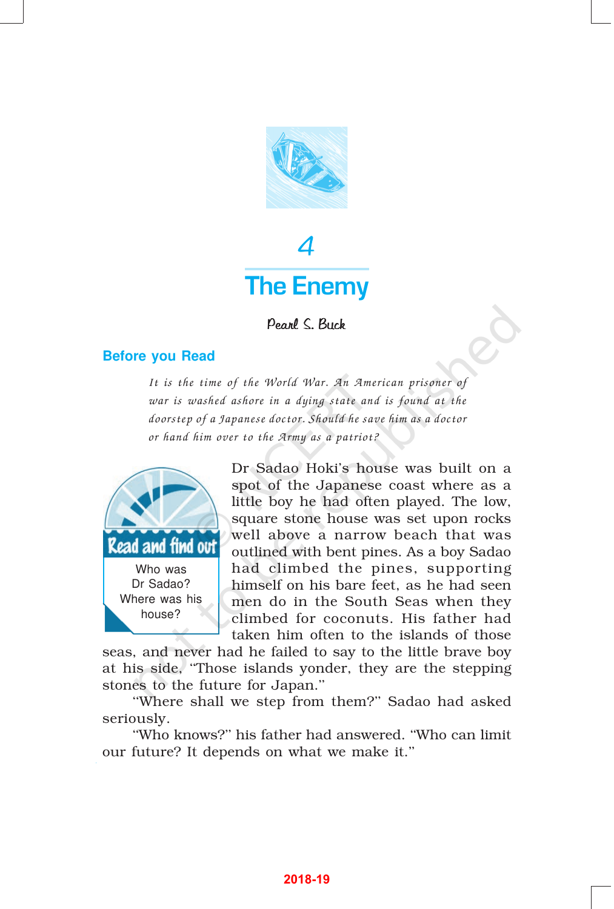# 4

# The Enemy

Pearl S. Buck

## Before you Read

*It is the time of the World War. An American prisoner of war is washed ashore in a dying state and is found at the doorstep of a Japanese doctor. Should he save him as a doctor or hand him over to the Army as a patriot?*

> **Read and find out**
>
> Who was Dr Sadao? Where was his house?

Dr Sadao Hoki's house was built on a spot of the Japanese coast where as a little boy he had often played. The low, square stone house was set upon rocks well above a narrow beach that was outlined with bent pines. As a boy Sadao had climbed the pines, supporting himself on his bare feet, as he had seen men do in the South Seas when they climbed for coconuts. His father had taken him often to the islands of those seas, and never had he failed to say to the little brave boy at his side, "Those islands yonder, they are the stepping stones to the future for Japan."

"Where shall we step from them?" Sadao had asked seriously.

"Who knows?" his father had answered. "Who can limit our future? It depends on what we make it."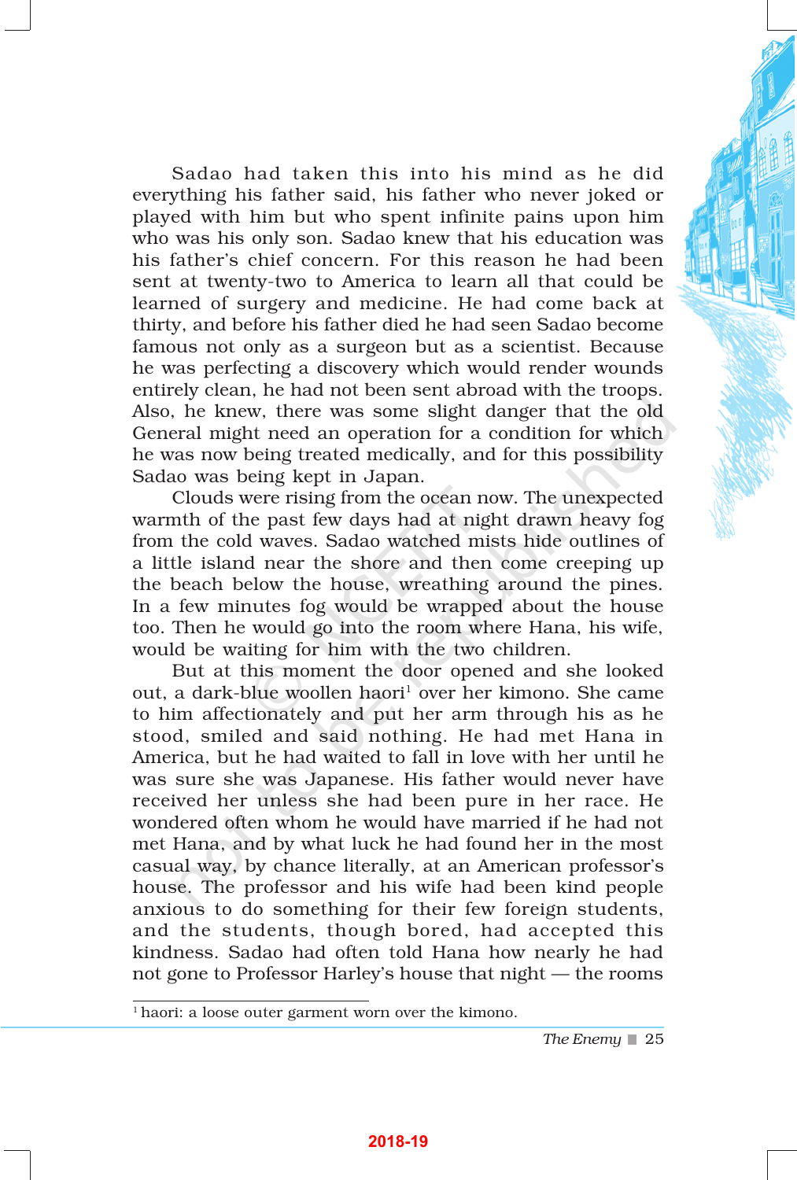Sadao had taken this into his mind as he did everything his father said, his father who never joked or played with him but who spent infinite pains upon him who was his only son. Sadao knew that his education was his father's chief concern. For this reason he had been sent at twenty-two to America to learn all that could be learned of surgery and medicine. He had come back at thirty, and before his father died he had seen Sadao become famous not only as a surgeon but as a scientist. Because he was perfecting a discovery which would render wounds entirely clean, he had not been sent abroad with the troops. Also, he knew, there was some slight danger that the old General might need an operation for a condition for which he was now being treated medically, and for this possibility Sadao was being kept in Japan.

Clouds were rising from the ocean now. The unexpected warmth of the past few days had at night drawn heavy fog from the cold waves. Sadao watched mists hide outlines of a little island near the shore and then come creeping up the beach below the house, wreathing around the pines. In a few minutes fog would be wrapped about the house too. Then he would go into the room where Hana, his wife, would be waiting for him with the two children.

But at this moment the door opened and she looked out, a dark-blue woollen haori[1] over her kimono. She came to him affectionately and put her arm through his as he stood, smiled and said nothing. He had met Hana in America, but he had waited to fall in love with her until he was sure she was Japanese. His father would never have received her unless she had been pure in her race. He wondered often whom he would have married if he had not met Hana, and by what luck he had found her in the most casual way, by chance literally, at an American professor's house. The professor and his wife had been kind people anxious to do something for their few foreign students, and the students, though bored, had accepted this kindness. Sadao had often told Hana how nearly he had not gone to Professor Harley's house that night — the rooms

[1] haori: a loose outer garment worn over the kimono.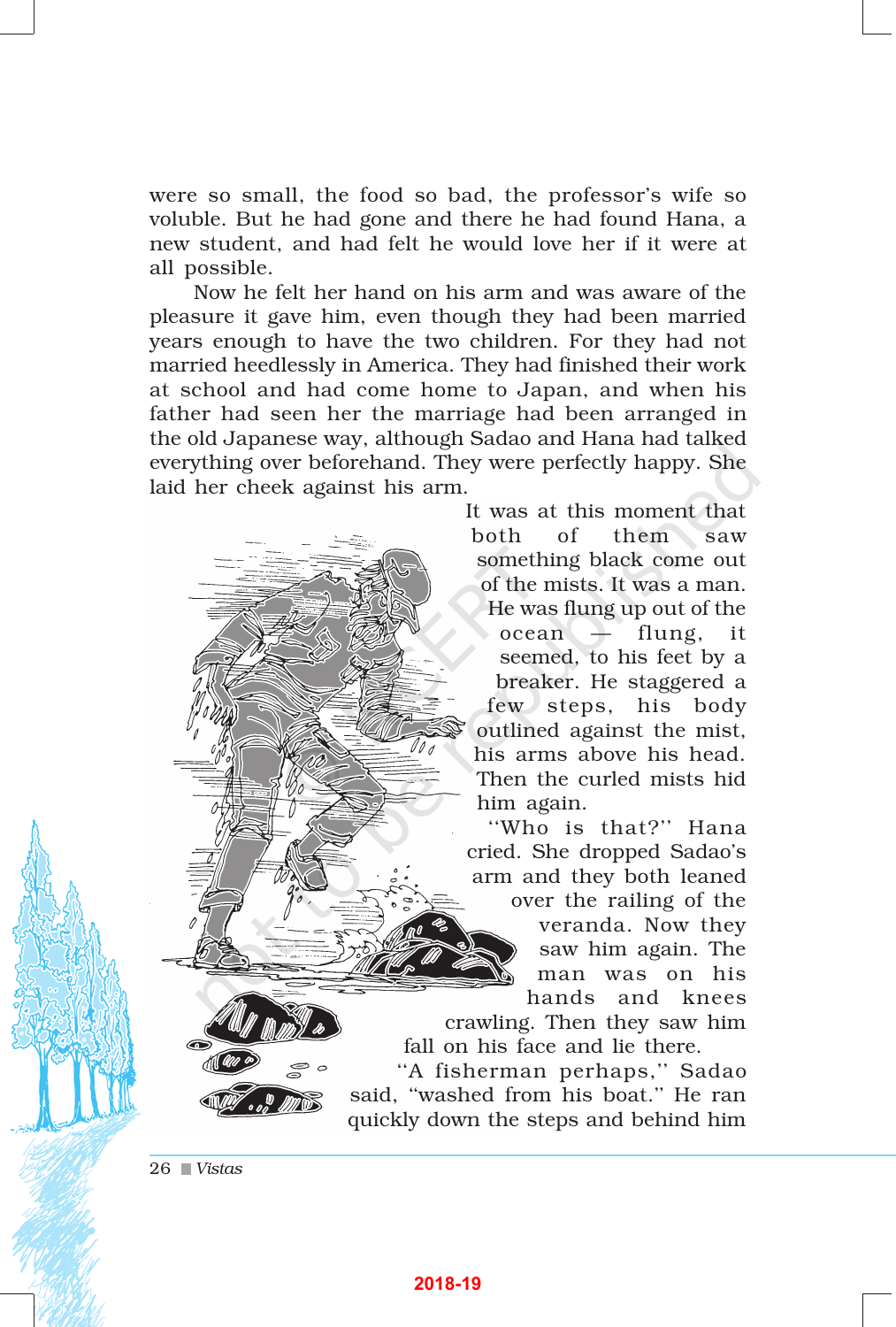were so small, the food so bad, the professor's wife so voluble. But he had gone and there he had found Hana, a new student, and had felt he would love her if it were at all possible.

Now he felt her hand on his arm and was aware of the pleasure it gave him, even though they had been married years enough to have the two children. For they had not married heedlessly in America. They had finished their work at school and had come home to Japan, and when his father had seen her the marriage had been arranged in the old Japanese way, although Sadao and Hana had talked everything over beforehand. They were perfectly happy. She laid her cheek against his arm.

It was at this moment that both of them saw something black come out of the mists. It was a man. He was flung up out of the ocean — flung, it seemed, to his feet by a breaker. He staggered a few steps, his body outlined against the mist, his arms above his head. Then the curled mists hid him again.

"Who is that?" Hana cried. She dropped Sadao's arm and they both leaned over the railing of the veranda. Now they saw him again. The man was on his hands and knees crawling. Then they saw him fall on his face and lie there.

"A fisherman perhaps," Sadao said, "washed from his boat." He ran quickly down the steps and behind him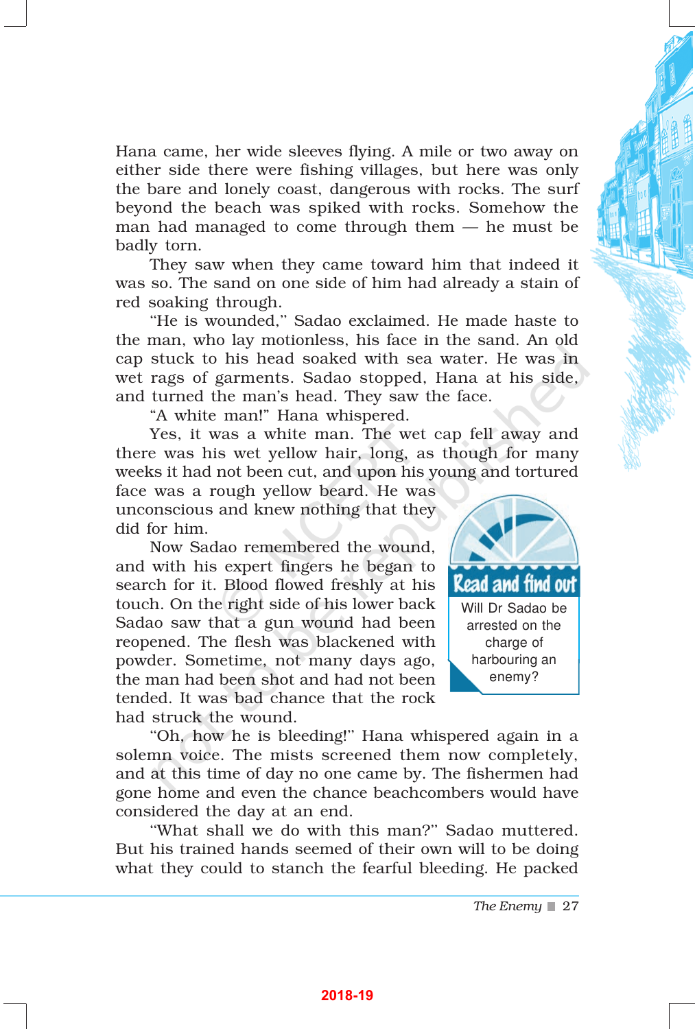Hana came, her wide sleeves flying. A mile or two away on either side there were fishing villages, but here was only the bare and lonely coast, dangerous with rocks. The surf beyond the beach was spiked with rocks. Somehow the man had managed to come through them — he must be badly torn.

They saw when they came toward him that indeed it was so. The sand on one side of him had already a stain of red soaking through.

"He is wounded," Sadao exclaimed. He made haste to the man, who lay motionless, his face in the sand. An old cap stuck to his head soaked with sea water. He was in wet rags of garments. Sadao stopped, Hana at his side, and turned the man's head. They saw the face.

"A white man!" Hana whispered.

Yes, it was a white man. The wet cap fell away and there was his wet yellow hair, long, as though for many weeks it had not been cut, and upon his young and tortured face was a rough yellow beard. He was unconscious and knew nothing that they did for him.

Now Sadao remembered the wound, and with his expert fingers he began to search for it. Blood flowed freshly at his touch. On the right side of his lower back Sadao saw that a gun wound had been reopened. The flesh was blackened with powder. Sometime, not many days ago, the man had been shot and had not been tended. It was bad chance that the rock had struck the wound.

> **Read and find out**
>
> Will Dr Sadao be arrested on the charge of harbouring an enemy?

"Oh, how he is bleeding!" Hana whispered again in a solemn voice. The mists screened them now completely, and at this time of day no one came by. The fishermen had gone home and even the chance beachcombers would have considered the day at an end.

"What shall we do with this man?" Sadao muttered. But his trained hands seemed of their own will to be doing what they could to stanch the fearful bleeding. He packed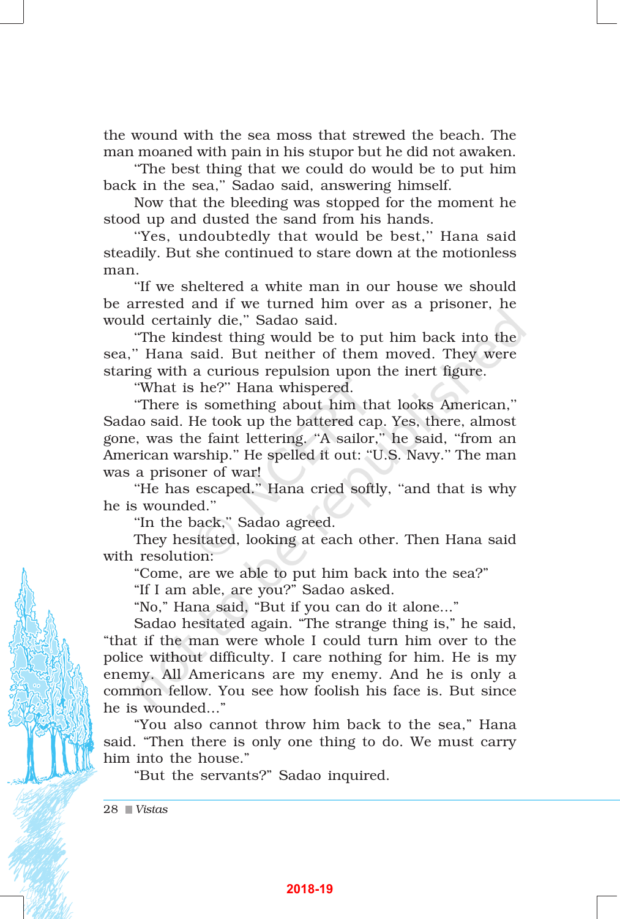the wound with the sea moss that strewed the beach. The man moaned with pain in his stupor but he did not awaken.

"The best thing that we could do would be to put him back in the sea," Sadao said, answering himself.

Now that the bleeding was stopped for the moment he stood up and dusted the sand from his hands.

"Yes, undoubtedly that would be best," Hana said steadily. But she continued to stare down at the motionless man.

"If we sheltered a white man in our house we should be arrested and if we turned him over as a prisoner, he would certainly die," Sadao said.

"The kindest thing would be to put him back into the sea," Hana said. But neither of them moved. They were staring with a curious repulsion upon the inert figure.

"What is he?" Hana whispered.

"There is something about him that looks American," Sadao said. He took up the battered cap. Yes, there, almost gone, was the faint lettering. "A sailor," he said, "from an American warship." He spelled it out: "U.S. Navy." The man was a prisoner of war!

"He has escaped," Hana cried softly, "and that is why he is wounded."

"In the back," Sadao agreed.

They hesitated, looking at each other. Then Hana said with resolution:

"Come, are we able to put him back into the sea?"

"If I am able, are you?" Sadao asked.

"No," Hana said, "But if you can do it alone..."

Sadao hesitated again. "The strange thing is," he said, "that if the man were whole I could turn him over to the police without difficulty. I care nothing for him. He is my enemy. All Americans are my enemy. And he is only a common fellow. You see how foolish his face is. But since he is wounded..."

"You also cannot throw him back to the sea," Hana said. "Then there is only one thing to do. We must carry him into the house."

"But the servants?" Sadao inquired.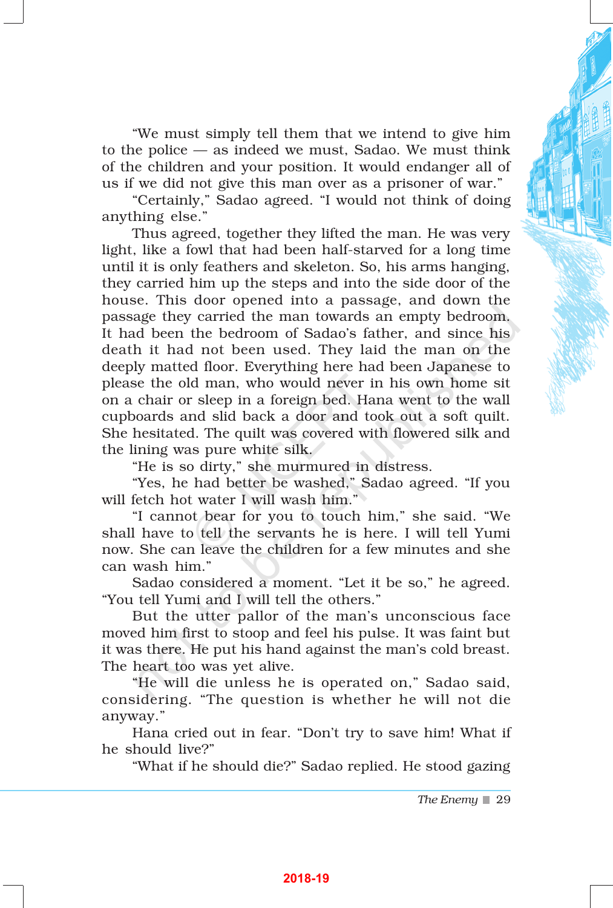"We must simply tell them that we intend to give him to the police — as indeed we must, Sadao. We must think of the children and your position. It would endanger all of us if we did not give this man over as a prisoner of war."

"Certainly," Sadao agreed. "I would not think of doing anything else."

Thus agreed, together they lifted the man. He was very light, like a fowl that had been half-starved for a long time until it is only feathers and skeleton. So, his arms hanging, they carried him up the steps and into the side door of the house. This door opened into a passage, and down the passage they carried the man towards an empty bedroom. It had been the bedroom of Sadao's father, and since his death it had not been used. They laid the man on the deeply matted floor. Everything here had been Japanese to please the old man, who would never in his own home sit on a chair or sleep in a foreign bed. Hana went to the wall cupboards and slid back a door and took out a soft quilt. She hesitated. The quilt was covered with flowered silk and the lining was pure white silk.

"He is so dirty," she murmured in distress.

"Yes, he had better be washed," Sadao agreed. "If you will fetch hot water I will wash him."

"I cannot bear for you to touch him," she said. "We shall have to tell the servants he is here. I will tell Yumi now. She can leave the children for a few minutes and she can wash him."

Sadao considered a moment. "Let it be so," he agreed. "You tell Yumi and I will tell the others."

But the utter pallor of the man's unconscious face moved him first to stoop and feel his pulse. It was faint but it was there. He put his hand against the man's cold breast. The heart too was yet alive.

"He will die unless he is operated on," Sadao said, considering. "The question is whether he will not die anyway."

Hana cried out in fear. "Don't try to save him! What if he should live?"

"What if he should die?" Sadao replied. He stood gazing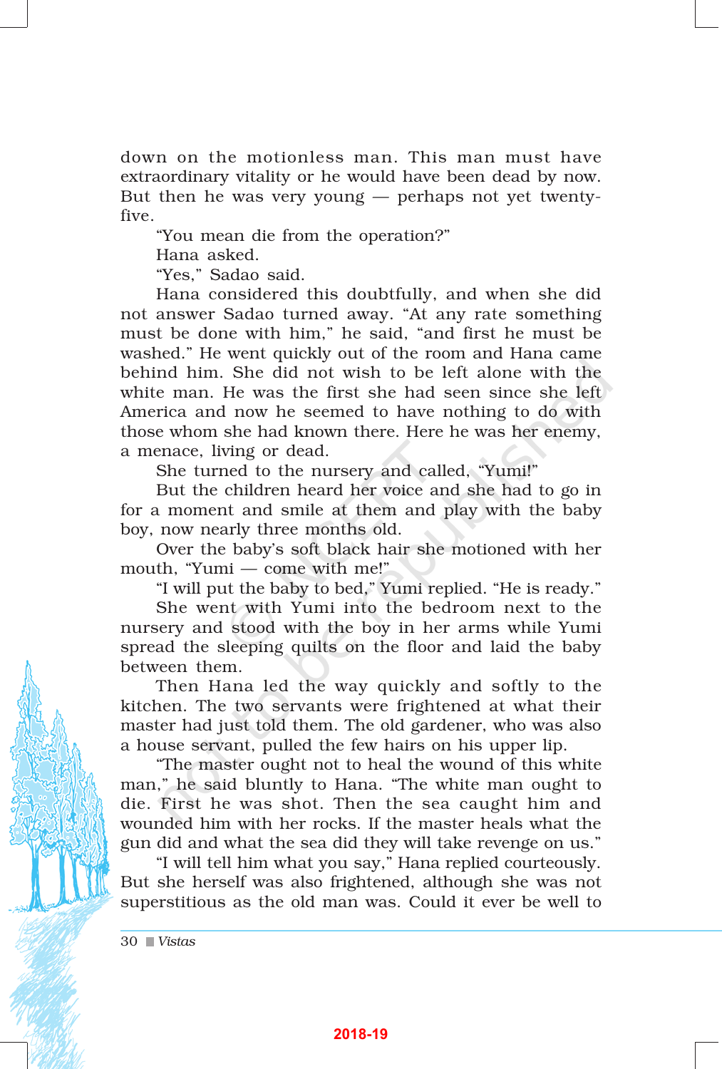down on the motionless man. This man must have extraordinary vitality or he would have been dead by now. But then he was very young — perhaps not yet twenty-five.

"You mean die from the operation?" Hana asked.

"Yes," Sadao said.

Hana considered this doubtfully, and when she did not answer Sadao turned away. "At any rate something must be done with him," he said, "and first he must be washed." He went quickly out of the room and Hana came behind him. She did not wish to be left alone with the white man. He was the first she had seen since she left America and now he seemed to have nothing to do with those whom she had known there. Here he was her enemy, a menace, living or dead.

She turned to the nursery and called, "Yumi!"

But the children heard her voice and she had to go in for a moment and smile at them and play with the baby boy, now nearly three months old.

Over the baby's soft black hair she motioned with her mouth, "Yumi — come with me!"

"I will put the baby to bed," Yumi replied. "He is ready."

She went with Yumi into the bedroom next to the nursery and stood with the boy in her arms while Yumi spread the sleeping quilts on the floor and laid the baby between them.

Then Hana led the way quickly and softly to the kitchen. The two servants were frightened at what their master had just told them. The old gardener, who was also a house servant, pulled the few hairs on his upper lip.

"The master ought not to heal the wound of this white man," he said bluntly to Hana. "The white man ought to die. First he was shot. Then the sea caught him and wounded him with her rocks. If the master heals what the gun did and what the sea did they will take revenge on us."

"I will tell him what you say," Hana replied courteously. But she herself was also frightened, although she was not superstitious as the old man was. Could it ever be well to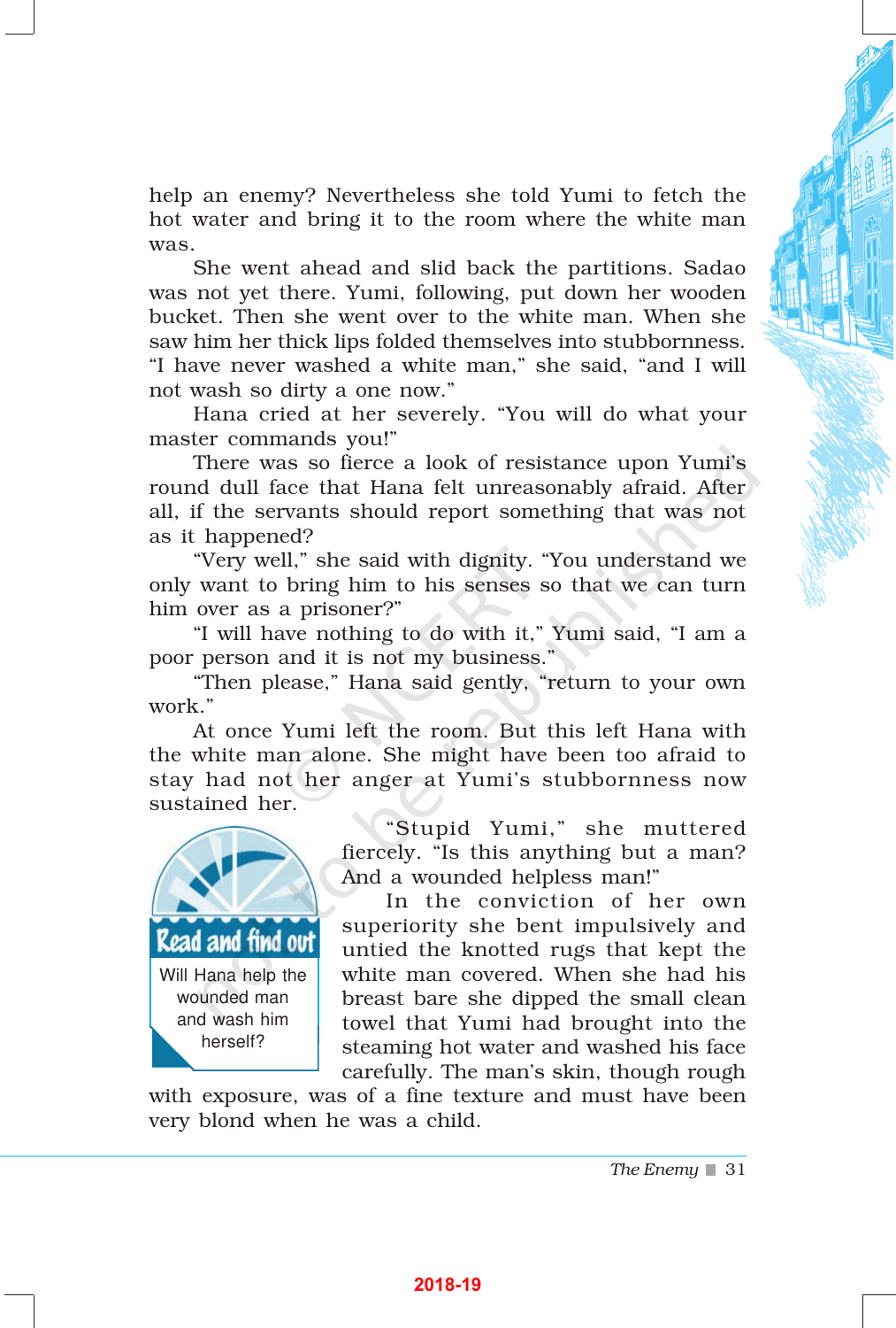help an enemy? Nevertheless she told Yumi to fetch the hot water and bring it to the room where the white man was.

She went ahead and slid back the partitions. Sadao was not yet there. Yumi, following, put down her wooden bucket. Then she went over to the white man. When she saw him her thick lips folded themselves into stubbornness. "I have never washed a white man," she said, "and I will not wash so dirty a one now."

Hana cried at her severely. "You will do what your master commands you!"

There was so fierce a look of resistance upon Yumi's round dull face that Hana felt unreasonably afraid. After all, if the servants should report something that was not as it happened?

"Very well," she said with dignity. "You understand we only want to bring him to his senses so that we can turn him over as a prisoner?"

"I will have nothing to do with it," Yumi said, "I am a poor person and it is not my business."

"Then please," Hana said gently, "return to your own work."

At once Yumi left the room. But this left Hana with the white man alone. She might have been too afraid to stay had not her anger at Yumi's stubbornness now sustained her.

**Read and find out**

Will Hana help the wounded man and wash him herself?

"Stupid Yumi," she muttered fiercely. "Is this anything but a man? And a wounded helpless man!"

In the conviction of her own superiority she bent impulsively and untied the knotted rugs that kept the white man covered. When she had his breast bare she dipped the small clean towel that Yumi had brought into the steaming hot water and washed his face carefully. The man's skin, though rough with exposure, was of a fine texture and must have been very blond when he was a child.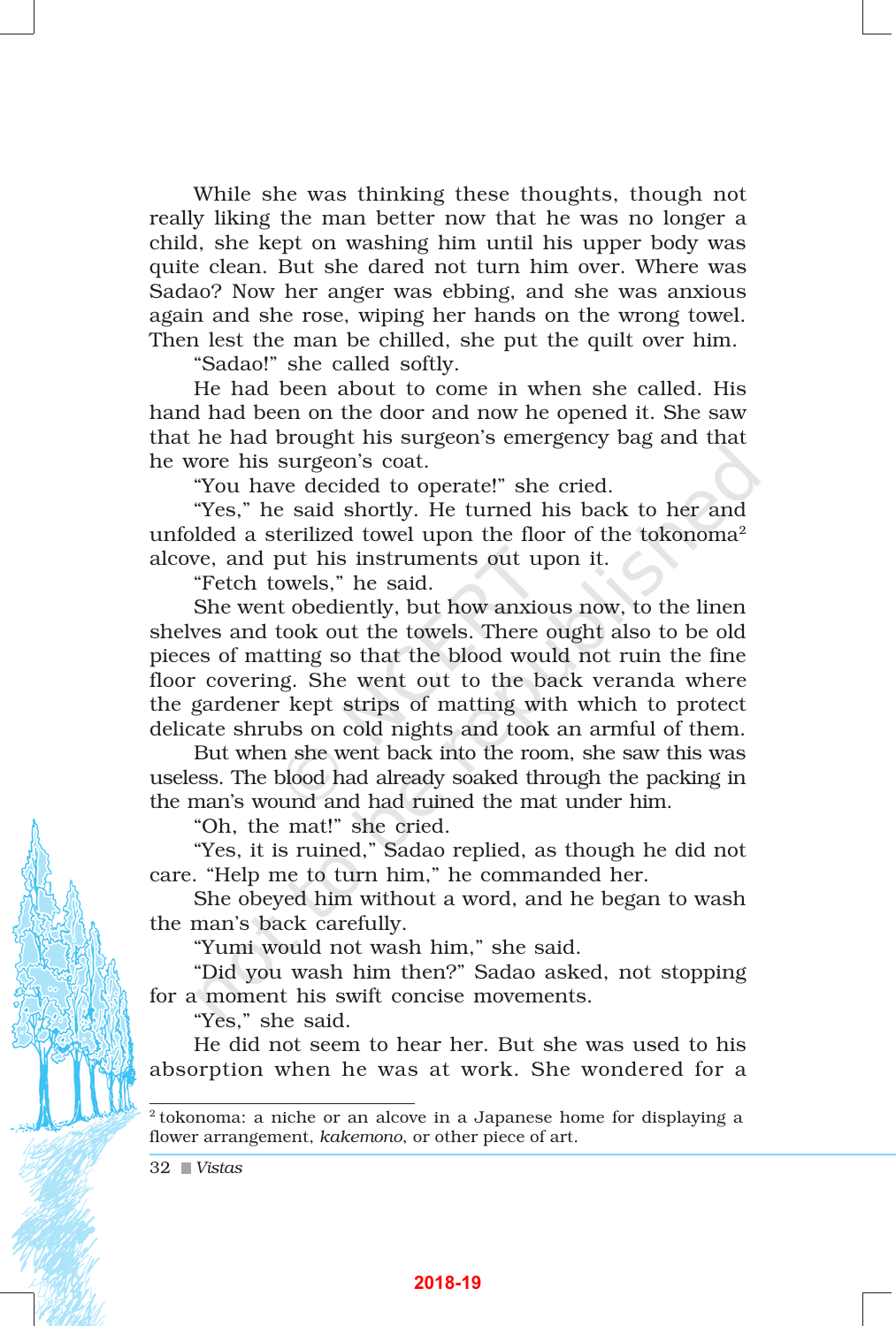While she was thinking these thoughts, though not really liking the man better now that he was no longer a child, she kept on washing him until his upper body was quite clean. But she dared not turn him over. Where was Sadao? Now her anger was ebbing, and she was anxious again and she rose, wiping her hands on the wrong towel. Then lest the man be chilled, she put the quilt over him.

"Sadao!" she called softly.

He had been about to come in when she called. His hand had been on the door and now he opened it. She saw that he had brought his surgeon's emergency bag and that he wore his surgeon's coat.

"You have decided to operate!" she cried.

"Yes," he said shortly. He turned his back to her and unfolded a sterilized towel upon the floor of the tokonoma[2] alcove, and put his instruments out upon it.

"Fetch towels," he said.

She went obediently, but how anxious now, to the linen shelves and took out the towels. There ought also to be old pieces of matting so that the blood would not ruin the fine floor covering. She went out to the back veranda where the gardener kept strips of matting with which to protect delicate shrubs on cold nights and took an armful of them.

But when she went back into the room, she saw this was useless. The blood had already soaked through the packing in the man's wound and had ruined the mat under him.

"Oh, the mat!" she cried.

"Yes, it is ruined," Sadao replied, as though he did not care. "Help me to turn him," he commanded her.

She obeyed him without a word, and he began to wash the man's back carefully.

"Yumi would not wash him," she said.

"Did you wash him then?" Sadao asked, not stopping for a moment his swift concise movements.

"Yes," she said.

He did not seem to hear her. But she was used to his absorption when he was at work. She wondered for a

---

[2] tokonoma: a niche or an alcove in a Japanese home for displaying a flower arrangement, *kakemono*, or other piece of art.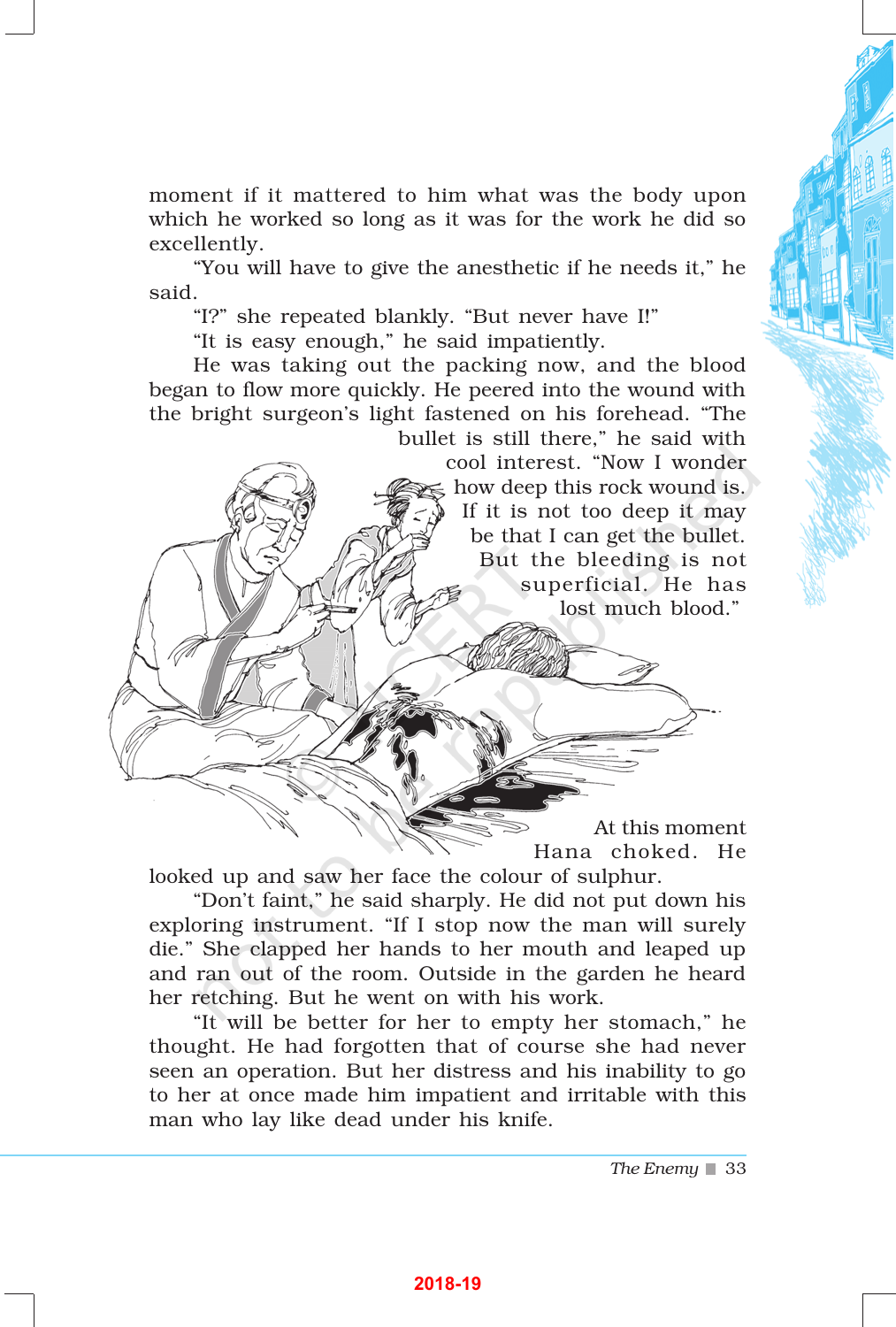moment if it mattered to him what was the body upon which he worked so long as it was for the work he did so excellently.

"You will have to give the anesthetic if he needs it," he said.

"I?" she repeated blankly. "But never have I!"

"It is easy enough," he said impatiently.

He was taking out the packing now, and the blood began to flow more quickly. He peered into the wound with the bright surgeon's light fastened on his forehead. "The bullet is still there," he said with cool interest. "Now I wonder how deep this rock wound is. If it is not too deep it may be that I can get the bullet. But the bleeding is not superficial. He has lost much blood."

At this moment Hana choked. He looked up and saw her face the colour of sulphur.

"Don't faint," he said sharply. He did not put down his exploring instrument. "If I stop now the man will surely die." She clapped her hands to her mouth and leaped up and ran out of the room. Outside in the garden he heard her retching. But he went on with his work.

"It will be better for her to empty her stomach," he thought. He had forgotten that of course she had never seen an operation. But her distress and his inability to go to her at once made him impatient and irritable with this man who lay like dead under his knife.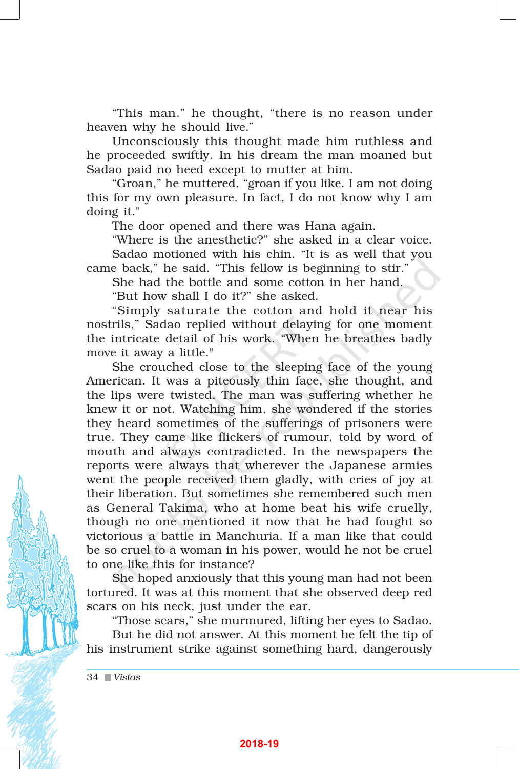"This man." he thought, "there is no reason under heaven why he should live."

Unconsciously this thought made him ruthless and he proceeded swiftly. In his dream the man moaned but Sadao paid no heed except to mutter at him.

"Groan," he muttered, "groan if you like. I am not doing this for my own pleasure. In fact, I do not know why I am doing it."

The door opened and there was Hana again.

"Where is the anesthetic?" she asked in a clear voice.

Sadao motioned with his chin. "It is as well that you came back," he said. "This fellow is beginning to stir."

She had the bottle and some cotton in her hand.

"But how shall I do it?" she asked.

"Simply saturate the cotton and hold it near his nostrils," Sadao replied without delaying for one moment the intricate detail of his work. "When he breathes badly move it away a little."

She crouched close to the sleeping face of the young American. It was a piteously thin face, she thought, and the lips were twisted. The man was suffering whether he knew it or not. Watching him, she wondered if the stories they heard sometimes of the sufferings of prisoners were true. They came like flickers of rumour, told by word of mouth and always contradicted. In the newspapers the reports were always that wherever the Japanese armies went the people received them gladly, with cries of joy at their liberation. But sometimes she remembered such men as General Takima, who at home beat his wife cruelly, though no one mentioned it now that he had fought so victorious a battle in Manchuria. If a man like that could be so cruel to a woman in his power, would he not be cruel to one like this for instance?

She hoped anxiously that this young man had not been tortured. It was at this moment that she observed deep red scars on his neck, just under the ear.

"Those scars," she murmured, lifting her eyes to Sadao.

But he did not answer. At this moment he felt the tip of his instrument strike against something hard, dangerously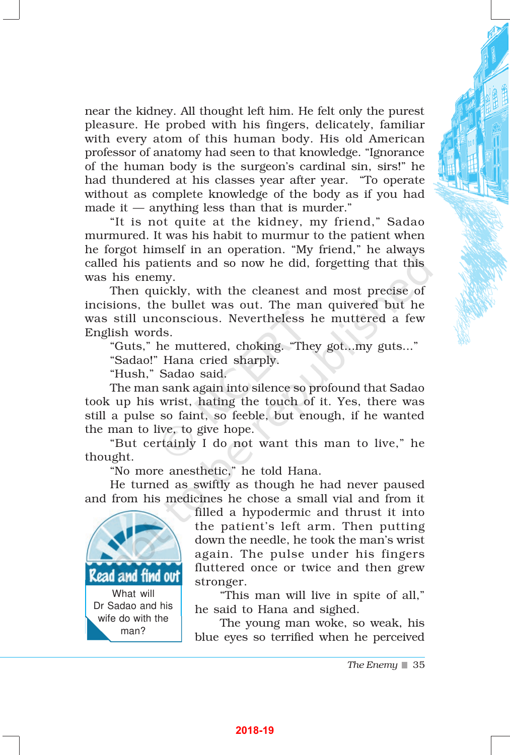near the kidney. All thought left him. He felt only the purest pleasure. He probed with his fingers, delicately, familiar with every atom of this human body. His old American professor of anatomy had seen to that knowledge. "Ignorance of the human body is the surgeon's cardinal sin, sirs!" he had thundered at his classes year after year. "To operate without as complete knowledge of the body as if you had made it — anything less than that is murder."

"It is not quite at the kidney, my friend," Sadao murmured. It was his habit to murmur to the patient when he forgot himself in an operation. "My friend," he always called his patients and so now he did, forgetting that this was his enemy.

Then quickly, with the cleanest and most precise of incisions, the bullet was out. The man quivered but he was still unconscious. Nevertheless he muttered a few English words.

"Guts," he muttered, choking. "They got...my guts..."

"Sadao!" Hana cried sharply.

"Hush," Sadao said.

The man sank again into silence so profound that Sadao took up his wrist, hating the touch of it. Yes, there was still a pulse so faint, so feeble, but enough, if he wanted the man to live, to give hope.

"But certainly I do not want this man to live," he thought.

"No more anesthetic," he told Hana.

He turned as swiftly as though he had never paused and from his medicines he chose a small vial and from it filled a hypodermic and thrust it into the patient's left arm. Then putting down the needle, he took the man's wrist again. The pulse under his fingers fluttered once or twice and then grew stronger.

**Read and find out**

What will Dr Sadao and his wife do with the man?

"This man will live in spite of all," he said to Hana and sighed.

The young man woke, so weak, his blue eyes so terrified when he perceived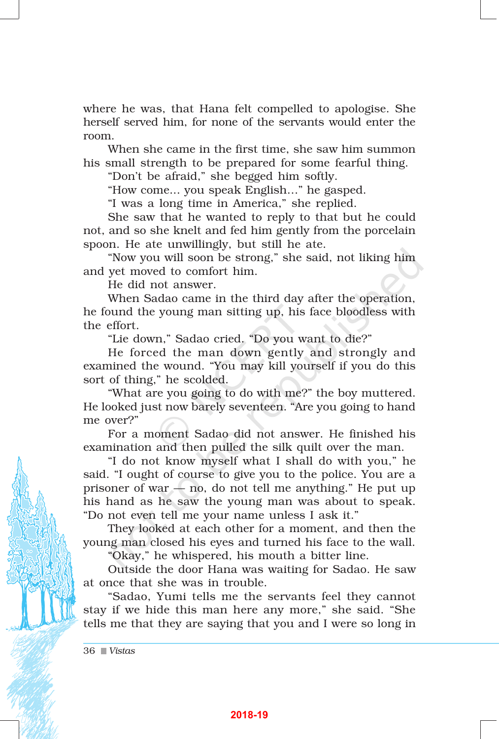where he was, that Hana felt compelled to apologise. She herself served him, for none of the servants would enter the room.

When she came in the first time, she saw him summon his small strength to be prepared for some fearful thing.

"Don't be afraid," she begged him softly.

"How come... you speak English..." he gasped.

"I was a long time in America," she replied.

She saw that he wanted to reply to that but he could not, and so she knelt and fed him gently from the porcelain spoon. He ate unwillingly, but still he ate.

"Now you will soon be strong," she said, not liking him and yet moved to comfort him.

He did not answer.

When Sadao came in the third day after the operation, he found the young man sitting up, his face bloodless with the effort.

"Lie down," Sadao cried. "Do you want to die?"

He forced the man down gently and strongly and examined the wound. "You may kill yourself if you do this sort of thing," he scolded.

"What are you going to do with me?" the boy muttered. He looked just now barely seventeen. "Are you going to hand me over?"

For a moment Sadao did not answer. He finished his examination and then pulled the silk quilt over the man.

"I do not know myself what I shall do with you," he said. "I ought of course to give you to the police. You are a prisoner of war — no, do not tell me anything." He put up his hand as he saw the young man was about to speak. "Do not even tell me your name unless I ask it."

They looked at each other for a moment, and then the young man closed his eyes and turned his face to the wall.

"Okay," he whispered, his mouth a bitter line.

Outside the door Hana was waiting for Sadao. He saw at once that she was in trouble.

"Sadao, Yumi tells me the servants feel they cannot stay if we hide this man here any more," she said. "She tells me that they are saying that you and I were so long in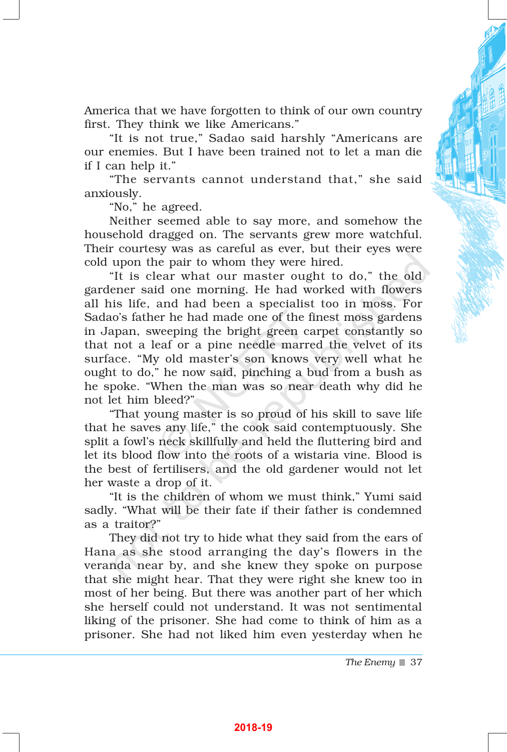America that we have forgotten to think of our own country first. They think we like Americans."

"It is not true," Sadao said harshly "Americans are our enemies. But I have been trained not to let a man die if I can help it."

"The servants cannot understand that," she said anxiously.

"No," he agreed.

Neither seemed able to say more, and somehow the household dragged on. The servants grew more watchful. Their courtesy was as careful as ever, but their eyes were cold upon the pair to whom they were hired.

"It is clear what our master ought to do," the old gardener said one morning. He had worked with flowers all his life, and had been a specialist too in moss. For Sadao's father he had made one of the finest moss gardens in Japan, sweeping the bright green carpet constantly so that not a leaf or a pine needle marred the velvet of its surface. "My old master's son knows very well what he ought to do," he now said, pinching a bud from a bush as he spoke. "When the man was so near death why did he not let him bleed?"

"That young master is so proud of his skill to save life that he saves any life," the cook said contemptuously. She split a fowl's neck skillfully and held the fluttering bird and let its blood flow into the roots of a wistaria vine. Blood is the best of fertilisers, and the old gardener would not let her waste a drop of it.

"It is the children of whom we must think," Yumi said sadly. "What will be their fate if their father is condemned as a traitor?"

They did not try to hide what they said from the ears of Hana as she stood arranging the day's flowers in the veranda near by, and she knew they spoke on purpose that she might hear. That they were right she knew too in most of her being. But there was another part of her which she herself could not understand. It was not sentimental liking of the prisoner. She had come to think of him as a prisoner. She had not liked him even yesterday when he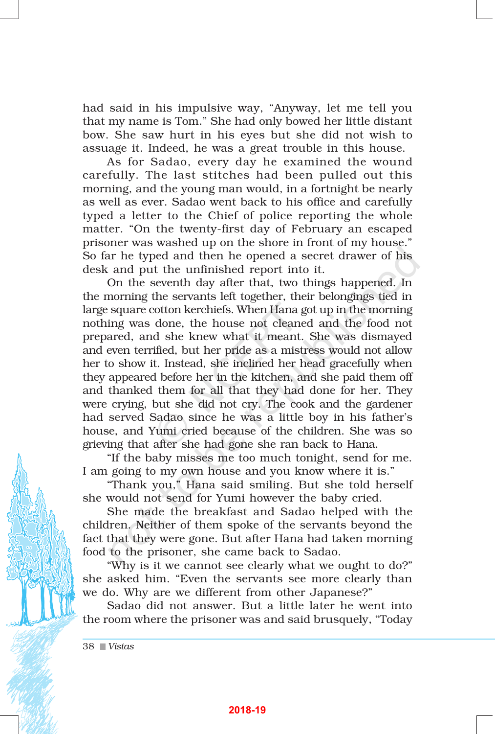had said in his impulsive way, "Anyway, let me tell you that my name is Tom." She had only bowed her little distant bow. She saw hurt in his eyes but she did not wish to assuage it. Indeed, he was a great trouble in this house.

As for Sadao, every day he examined the wound carefully. The last stitches had been pulled out this morning, and the young man would, in a fortnight be nearly as well as ever. Sadao went back to his office and carefully typed a letter to the Chief of police reporting the whole matter. "On the twenty-first day of February an escaped prisoner was washed up on the shore in front of my house." So far he typed and then he opened a secret drawer of his desk and put the unfinished report into it.

On the seventh day after that, two things happened. In the morning the servants left together, their belongings tied in large square cotton kerchiefs. When Hana got up in the morning nothing was done, the house not cleaned and the food not prepared, and she knew what it meant. She was dismayed and even terrified, but her pride as a mistress would not allow her to show it. Instead, she inclined her head gracefully when they appeared before her in the kitchen, and she paid them off and thanked them for all that they had done for her. They were crying, but she did not cry. The cook and the gardener had served Sadao since he was a little boy in his father's house, and Yumi cried because of the children. She was so grieving that after she had gone she ran back to Hana.

"If the baby misses me too much tonight, send for me. I am going to my own house and you know where it is."

"Thank you," Hana said smiling. But she told herself she would not send for Yumi however the baby cried.

She made the breakfast and Sadao helped with the children. Neither of them spoke of the servants beyond the fact that they were gone. But after Hana had taken morning food to the prisoner, she came back to Sadao.

"Why is it we cannot see clearly what we ought to do?" she asked him. "Even the servants see more clearly than we do. Why are we different from other Japanese?"

Sadao did not answer. But a little later he went into the room where the prisoner was and said brusquely, "Today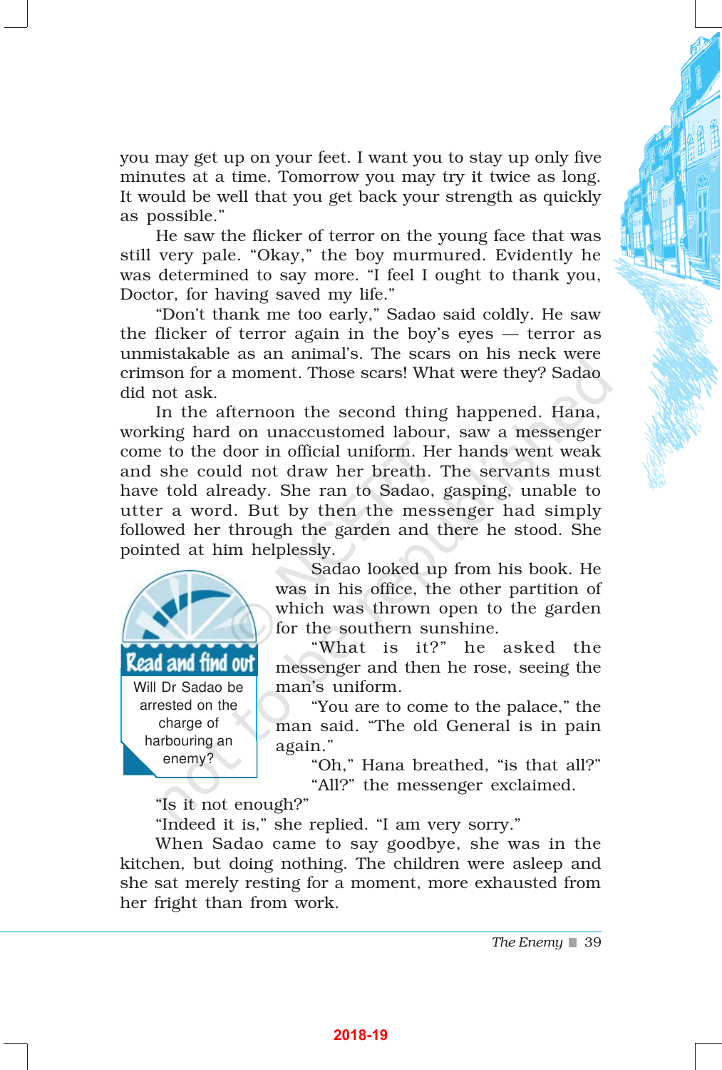you may get up on your feet. I want you to stay up only five minutes at a time. Tomorrow you may try it twice as long. It would be well that you get back your strength as quickly as possible."

He saw the flicker of terror on the young face that was still very pale. "Okay," the boy murmured. Evidently he was determined to say more. "I feel I ought to thank you, Doctor, for having saved my life."

"Don't thank me too early," Sadao said coldly. He saw the flicker of terror again in the boy's eyes — terror as unmistakable as an animal's. The scars on his neck were crimson for a moment. Those scars! What were they? Sadao did not ask.

In the afternoon the second thing happened. Hana, working hard on unaccustomed labour, saw a messenger come to the door in official uniform. Her hands went weak and she could not draw her breath. The servants must have told already. She ran to Sadao, gasping, unable to utter a word. But by then the messenger had simply followed her through the garden and there he stood. She pointed at him helplessly.

**Read and find out**

Will Dr Sadao be arrested on the charge of harbouring an enemy?

Sadao looked up from his book. He was in his office, the other partition of which was thrown open to the garden for the southern sunshine.

"What is it?" he asked the messenger and then he rose, seeing the man's uniform.

"You are to come to the palace," the man said. "The old General is in pain again."

"Oh," Hana breathed, "is that all?"

"All?" the messenger exclaimed. "Is it not enough?"

"Indeed it is," she replied. "I am very sorry."

When Sadao came to say goodbye, she was in the kitchen, but doing nothing. The children were asleep and she sat merely resting for a moment, more exhausted from her fright than from work.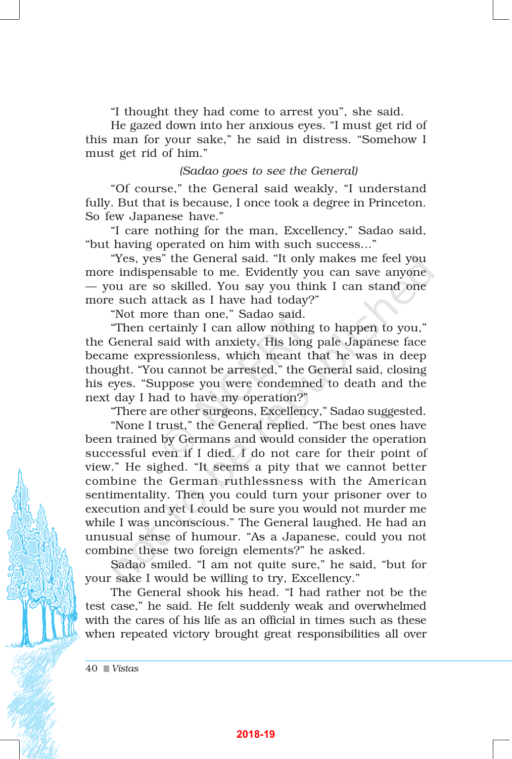"I thought they had come to arrest you", she said.

He gazed down into her anxious eyes. "I must get rid of this man for your sake," he said in distress. "Somehow I must get rid of him."

*(Sadao goes to see the General)*

"Of course," the General said weakly, "I understand fully. But that is because, I once took a degree in Princeton. So few Japanese have."

"I care nothing for the man, Excellency," Sadao said, "but having operated on him with such success..."

"Yes, yes" the General said. "It only makes me feel you more indispensable to me. Evidently you can save anyone — you are so skilled. You say you think I can stand one more such attack as I have had today?"

"Not more than one," Sadao said.

"Then certainly I can allow nothing to happen to you," the General said with anxiety. His long pale Japanese face became expressionless, which meant that he was in deep thought. "You cannot be arrested," the General said, closing his eyes. "Suppose you were condemned to death and the next day I had to have my operation?"

"There are other surgeons, Excellency," Sadao suggested.

"None I trust," the General replied. "The best ones have been trained by Germans and would consider the operation successful even if I died. I do not care for their point of view." He sighed. "It seems a pity that we cannot better combine the German ruthlessness with the American sentimentality. Then you could turn your prisoner over to execution and yet I could be sure you would not murder me while I was unconscious." The General laughed. He had an unusual sense of humour. "As a Japanese, could you not combine these two foreign elements?" he asked.

Sadao smiled. "I am not quite sure," he said, "but for your sake I would be willing to try, Excellency."

The General shook his head. "I had rather not be the test case," he said. He felt suddenly weak and overwhelmed with the cares of his life as an official in times such as these when repeated victory brought great responsibilities all over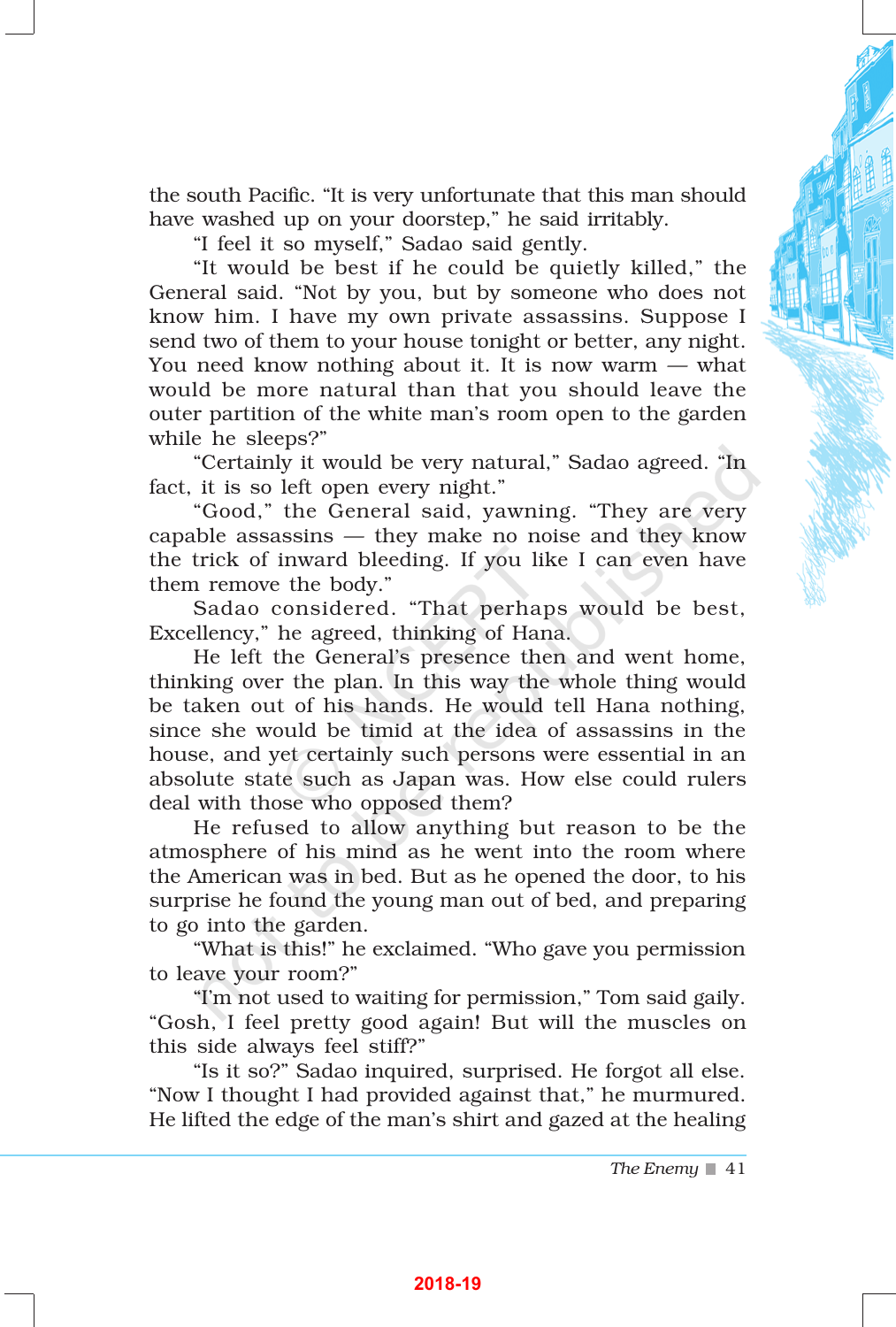the south Pacific. "It is very unfortunate that this man should have washed up on your doorstep," he said irritably.

"I feel it so myself," Sadao said gently.

"It would be best if he could be quietly killed," the General said. "Not by you, but by someone who does not know him. I have my own private assassins. Suppose I send two of them to your house tonight or better, any night. You need know nothing about it. It is now warm — what would be more natural than that you should leave the outer partition of the white man's room open to the garden while he sleeps?"

"Certainly it would be very natural," Sadao agreed. "In fact, it is so left open every night."

"Good," the General said, yawning. "They are very capable assassins — they make no noise and they know the trick of inward bleeding. If you like I can even have them remove the body."

Sadao considered. "That perhaps would be best, Excellency," he agreed, thinking of Hana.

He left the General's presence then and went home, thinking over the plan. In this way the whole thing would be taken out of his hands. He would tell Hana nothing, since she would be timid at the idea of assassins in the house, and yet certainly such persons were essential in an absolute state such as Japan was. How else could rulers deal with those who opposed them?

He refused to allow anything but reason to be the atmosphere of his mind as he went into the room where the American was in bed. But as he opened the door, to his surprise he found the young man out of bed, and preparing to go into the garden.

"What is this!" he exclaimed. "Who gave you permission to leave your room?"

"I'm not used to waiting for permission," Tom said gaily. "Gosh, I feel pretty good again! But will the muscles on this side always feel stiff?"

"Is it so?" Sadao inquired, surprised. He forgot all else. "Now I thought I had provided against that," he murmured. He lifted the edge of the man's shirt and gazed at the healing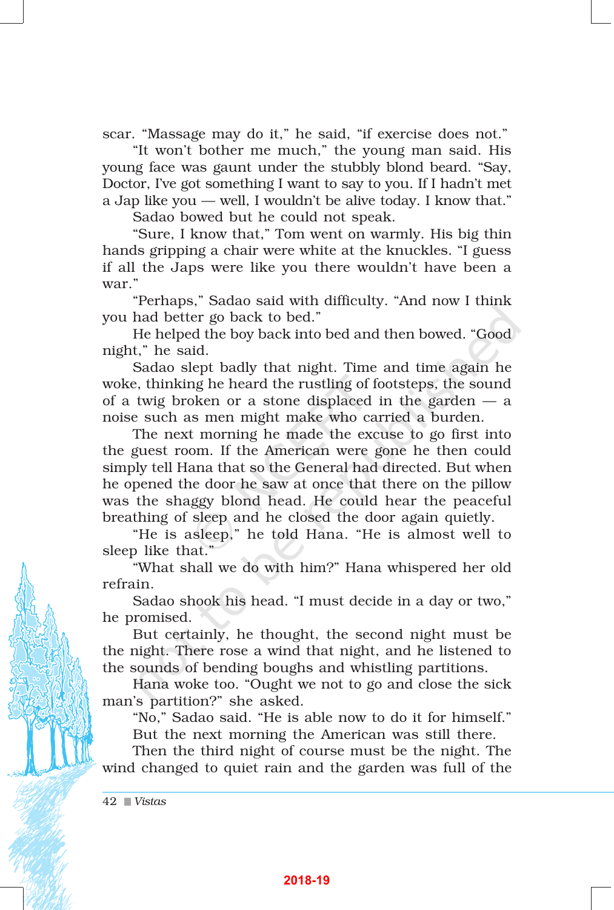scar. "Massage may do it," he said, "if exercise does not."

"It won't bother me much," the young man said. His young face was gaunt under the stubbly blond beard. "Say, Doctor, I've got something I want to say to you. If I hadn't met a Jap like you — well, I wouldn't be alive today. I know that."

Sadao bowed but he could not speak.

"Sure, I know that," Tom went on warmly. His big thin hands gripping a chair were white at the knuckles. "I guess if all the Japs were like you there wouldn't have been a war."

"Perhaps," Sadao said with difficulty. "And now I think you had better go back to bed."

He helped the boy back into bed and then bowed. "Good night," he said.

Sadao slept badly that night. Time and time again he woke, thinking he heard the rustling of footsteps, the sound of a twig broken or a stone displaced in the garden — a noise such as men might make who carried a burden.

The next morning he made the excuse to go first into the guest room. If the American were gone he then could simply tell Hana that so the General had directed. But when he opened the door he saw at once that there on the pillow was the shaggy blond head. He could hear the peaceful breathing of sleep and he closed the door again quietly.

"He is asleep," he told Hana. "He is almost well to sleep like that."

"What shall we do with him?" Hana whispered her old refrain.

Sadao shook his head. "I must decide in a day or two," he promised.

But certainly, he thought, the second night must be the night. There rose a wind that night, and he listened to the sounds of bending boughs and whistling partitions.

Hana woke too. "Ought we not to go and close the sick man's partition?" she asked.

"No," Sadao said. "He is able now to do it for himself."

But the next morning the American was still there.

Then the third night of course must be the night. The wind changed to quiet rain and the garden was full of the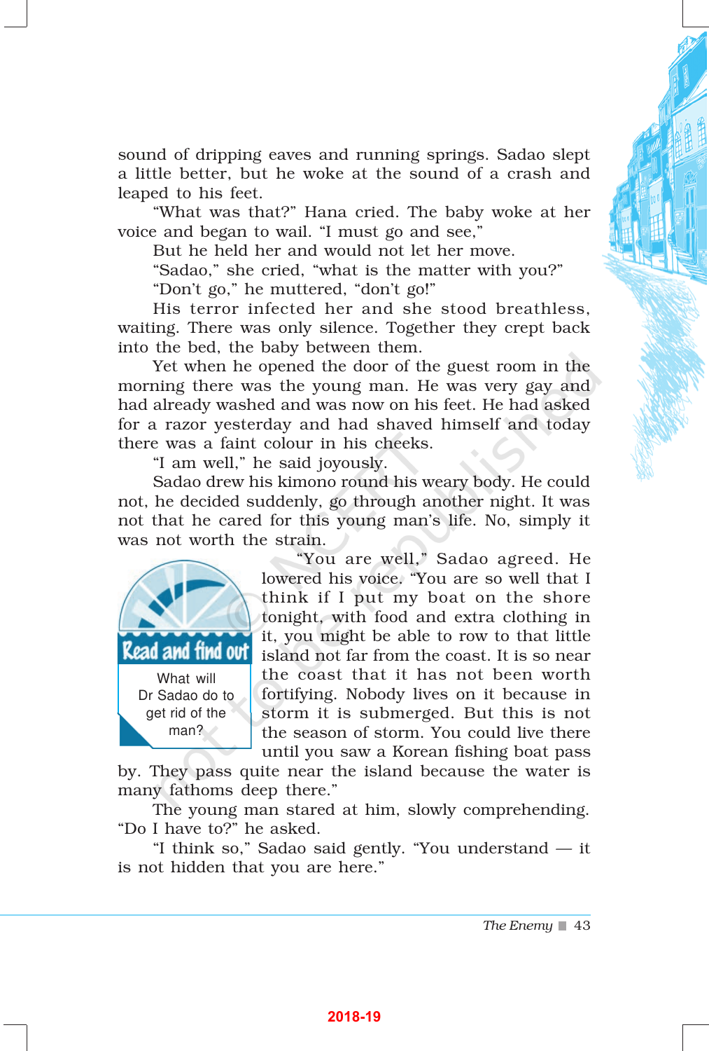sound of dripping eaves and running springs. Sadao slept a little better, but he woke at the sound of a crash and leaped to his feet.

"What was that?" Hana cried. The baby woke at her voice and began to wail. "I must go and see,"

But he held her and would not let her move.

"Sadao," she cried, "what is the matter with you?"

"Don't go," he muttered, "don't go!"

His terror infected her and she stood breathless, waiting. There was only silence. Together they crept back into the bed, the baby between them.

Yet when he opened the door of the guest room in the morning there was the young man. He was very gay and had already washed and was now on his feet. He had asked for a razor yesterday and had shaved himself and today there was a faint colour in his cheeks.

"I am well," he said joyously.

Sadao drew his kimono round his weary body. He could not, he decided suddenly, go through another night. It was not that he cared for this young man's life. No, simply it was not worth the strain.

> **Read and find out**
>
> What will Dr Sadao do to get rid of the man?

"You are well," Sadao agreed. He lowered his voice. "You are so well that I think if I put my boat on the shore tonight, with food and extra clothing in it, you might be able to row to that little island not far from the coast. It is so near the coast that it has not been worth fortifying. Nobody lives on it because in storm it is submerged. But this is not the season of storm. You could live there until you saw a Korean fishing boat pass by. They pass quite near the island because the water is many fathoms deep there."

The young man stared at him, slowly comprehending. "Do I have to?" he asked.

"I think so," Sadao said gently. "You understand — it is not hidden that you are here."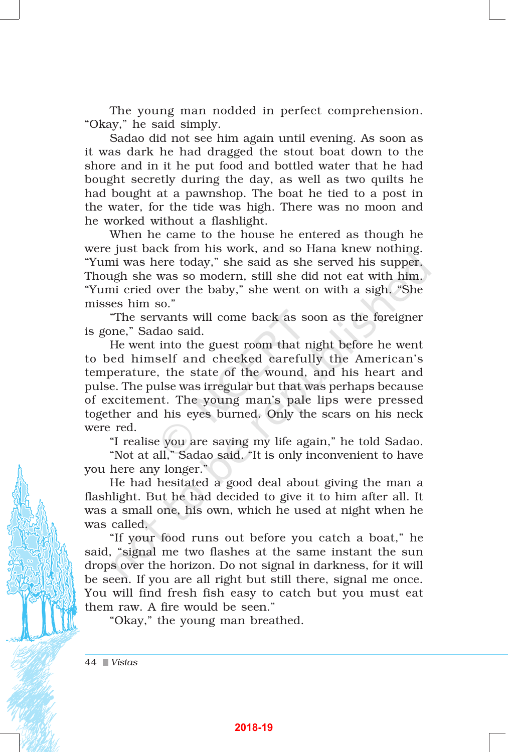The young man nodded in perfect comprehension. "Okay," he said simply.

Sadao did not see him again until evening. As soon as it was dark he had dragged the stout boat down to the shore and in it he put food and bottled water that he had bought secretly during the day, as well as two quilts he had bought at a pawnshop. The boat he tied to a post in the water, for the tide was high. There was no moon and he worked without a flashlight.

When he came to the house he entered as though he were just back from his work, and so Hana knew nothing. "Yumi was here today," she said as she served his supper. Though she was so modern, still she did not eat with him. "Yumi cried over the baby," she went on with a sigh. "She misses him so."

"The servants will come back as soon as the foreigner is gone," Sadao said.

He went into the guest room that night before he went to bed himself and checked carefully the American's temperature, the state of the wound, and his heart and pulse. The pulse was irregular but that was perhaps because of excitement. The young man's pale lips were pressed together and his eyes burned. Only the scars on his neck were red.

"I realise you are saving my life again," he told Sadao.

"Not at all," Sadao said. "It is only inconvenient to have you here any longer."

He had hesitated a good deal about giving the man a flashlight. But he had decided to give it to him after all. It was a small one, his own, which he used at night when he was called.

"If your food runs out before you catch a boat," he said, "signal me two flashes at the same instant the sun drops over the horizon. Do not signal in darkness, for it will be seen. If you are all right but still there, signal me once. You will find fresh fish easy to catch but you must eat them raw. A fire would be seen."

"Okay," the young man breathed.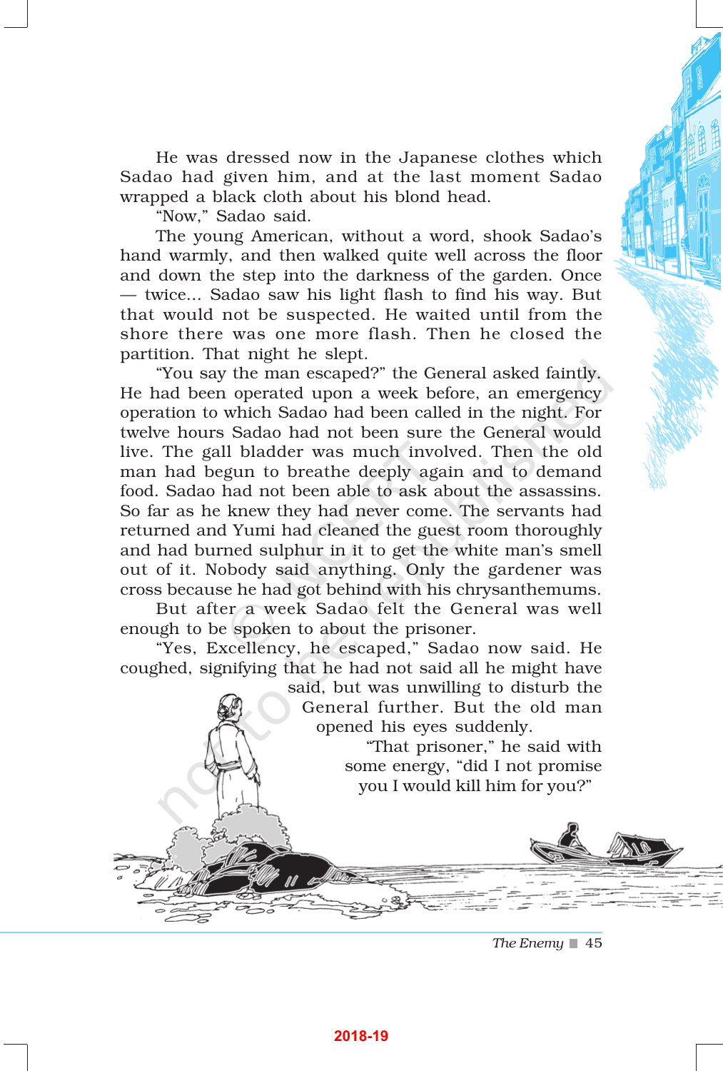He was dressed now in the Japanese clothes which Sadao had given him, and at the last moment Sadao wrapped a black cloth about his blond head.

"Now," Sadao said.

The young American, without a word, shook Sadao's hand warmly, and then walked quite well across the floor and down the step into the darkness of the garden. Once — twice... Sadao saw his light flash to find his way. But that would not be suspected. He waited until from the shore there was one more flash. Then he closed the partition. That night he slept.

"You say the man escaped?" the General asked faintly. He had been operated upon a week before, an emergency operation to which Sadao had been called in the night. For twelve hours Sadao had not been sure the General would live. The gall bladder was much involved. Then the old man had begun to breathe deeply again and to demand food. Sadao had not been able to ask about the assassins. So far as he knew they had never come. The servants had returned and Yumi had cleaned the guest room thoroughly and had burned sulphur in it to get the white man's smell out of it. Nobody said anything. Only the gardener was cross because he had got behind with his chrysanthemums.

But after a week Sadao felt the General was well enough to be spoken to about the prisoner.

"Yes, Excellency, he escaped," Sadao now said. He coughed, signifying that he had not said all he might have said, but was unwilling to disturb the General further. But the old man opened his eyes suddenly.

"That prisoner," he said with some energy, "did I not promise you I would kill him for you?"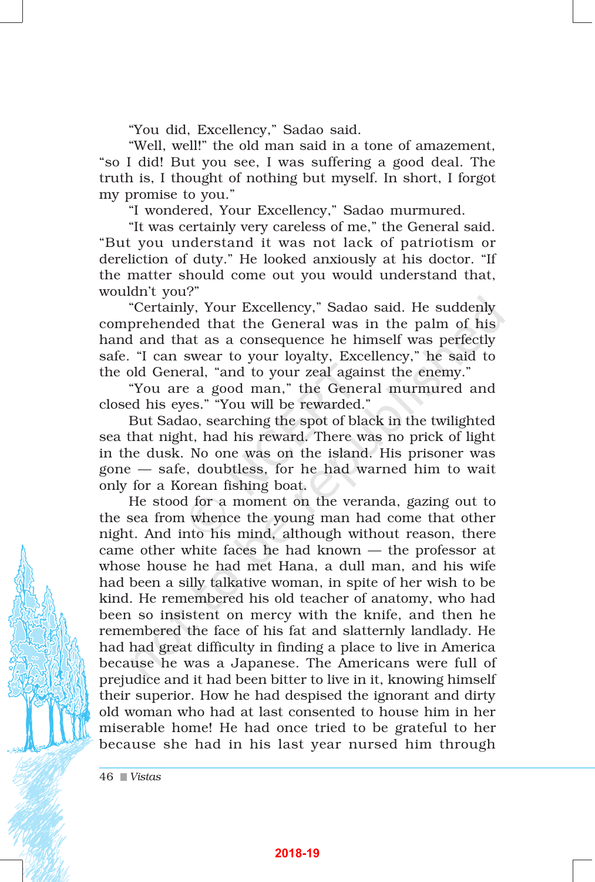"You did, Excellency," Sadao said.

"Well, well!" the old man said in a tone of amazement, "so I did! But you see, I was suffering a good deal. The truth is, I thought of nothing but myself. In short, I forgot my promise to you."

"I wondered, Your Excellency," Sadao murmured.

"It was certainly very careless of me," the General said. "But you understand it was not lack of patriotism or dereliction of duty." He looked anxiously at his doctor. "If the matter should come out you would understand that, wouldn't you?"

"Certainly, Your Excellency," Sadao said. He suddenly comprehended that the General was in the palm of his hand and that as a consequence he himself was perfectly safe. "I can swear to your loyalty, Excellency," he said to the old General, "and to your zeal against the enemy."

"You are a good man," the General murmured and closed his eyes." "You will be rewarded."

But Sadao, searching the spot of black in the twilighted sea that night, had his reward. There was no prick of light in the dusk. No one was on the island. His prisoner was gone — safe, doubtless, for he had warned him to wait only for a Korean fishing boat.

He stood for a moment on the veranda, gazing out to the sea from whence the young man had come that other night. And into his mind, although without reason, there came other white faces he had known — the professor at whose house he had met Hana, a dull man, and his wife had been a silly talkative woman, in spite of her wish to be kind. He remembered his old teacher of anatomy, who had been so insistent on mercy with the knife, and then he remembered the face of his fat and slatternly landlady. He had had great difficulty in finding a place to live in America because he was a Japanese. The Americans were full of prejudice and it had been bitter to live in it, knowing himself their superior. How he had despised the ignorant and dirty old woman who had at last consented to house him in her miserable home! He had once tried to be grateful to her because she had in his last year nursed him through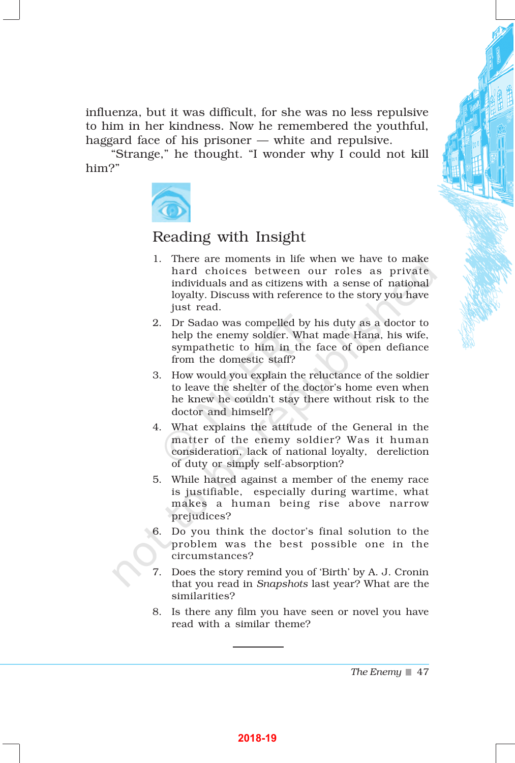influenza, but it was difficult, for she was no less repulsive to him in her kindness. Now he remembered the youthful, haggard face of his prisoner — white and repulsive.

"Strange," he thought. "I wonder why I could not kill him?"

## Reading with Insight

1. There are moments in life when we have to make hard choices between our roles as private individuals and as citizens with a sense of national loyalty. Discuss with reference to the story you have just read.
2. Dr Sadao was compelled by his duty as a doctor to help the enemy soldier. What made Hana, his wife, sympathetic to him in the face of open defiance from the domestic staff?
3. How would you explain the reluctance of the soldier to leave the shelter of the doctor's home even when he knew he couldn't stay there without risk to the doctor and himself?
4. What explains the attitude of the General in the matter of the enemy soldier? Was it human consideration, lack of national loyalty, dereliction of duty or simply self-absorption?
5. While hatred against a member of the enemy race is justifiable, especially during wartime, what makes a human being rise above narrow prejudices?
6. Do you think the doctor's final solution to the problem was the best possible one in the circumstances?
7. Does the story remind you of 'Birth' by A. J. Cronin that you read in *Snapshots* last year? What are the similarities?
8. Is there any film you have seen or novel you have read with a similar theme?